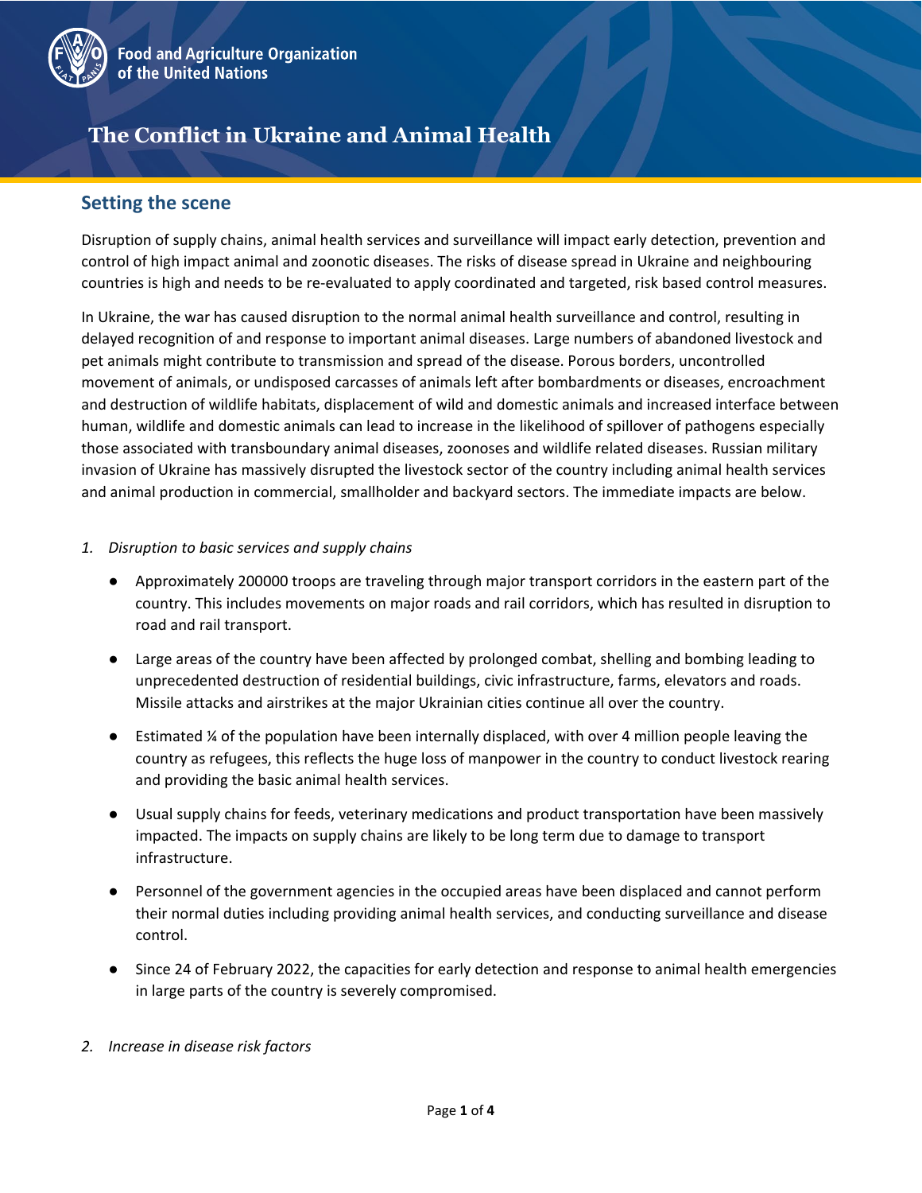Food and Agriculture Organization of the United Nations

# The Conflict in Ukraine and Animal Health

## Setting the scene

Disruption of supply chains, animal health services and surveillance will impact early detection, prevention and control of high impact animal and zoonotic diseases. The risks of disease spread in Ukraine and neighbouring countries is high and needs to be re-evaluated to apply coordinated and targeted, risk based control measures.

In Ukraine, the war has caused disruption to the normal animal health surveillance and control, resulting in delayed recognition of and response to important animal diseases. Large numbers of abandoned livestock and pet animals might contribute to transmission and spread of the disease. Porous borders, uncontrolled movement of animals, or undisposed carcasses of animals left after bombardments or diseases, encroachment and destruction of wildlife habitats, displacement of wild and domestic animals and increased interface between human, wildlife and domestic animals can lead to increase in the likelihood of spillover of pathogens especially those associated with transboundary animal diseases, zoonoses and wildlife related diseases. Russian military invasion of Ukraine has massively disrupted the livestock sector of the country including animal health services and animal production in commercial, smallholder and backyard sectors. The immediate impacts are below.

1. *Disruption to basic services and supply chains*

   - Approximately 200000 troops are traveling through major transport corridors in the eastern part of the country. This includes movements on major roads and rail corridors, which has resulted in disruption to road and rail transport.
   - Large areas of the country have been affected by prolonged combat, shelling and bombing leading to unprecedented destruction of residential buildings, civic infrastructure, farms, elevators and roads. Missile attacks and airstrikes at the major Ukrainian cities continue all over the country.
   - Estimated ¼ of the population have been internally displaced, with over 4 million people leaving the country as refugees, this reflects the huge loss of manpower in the country to conduct livestock rearing and providing the basic animal health services.
   - Usual supply chains for feeds, veterinary medications and product transportation have been massively impacted. The impacts on supply chains are likely to be long term due to damage to transport infrastructure.
   - Personnel of the government agencies in the occupied areas have been displaced and cannot perform their normal duties including providing animal health services, and conducting surveillance and disease control.
   - Since 24 of February 2022, the capacities for early detection and response to animal health emergencies in large parts of the country is severely compromised.

2. *Increase in disease risk factors*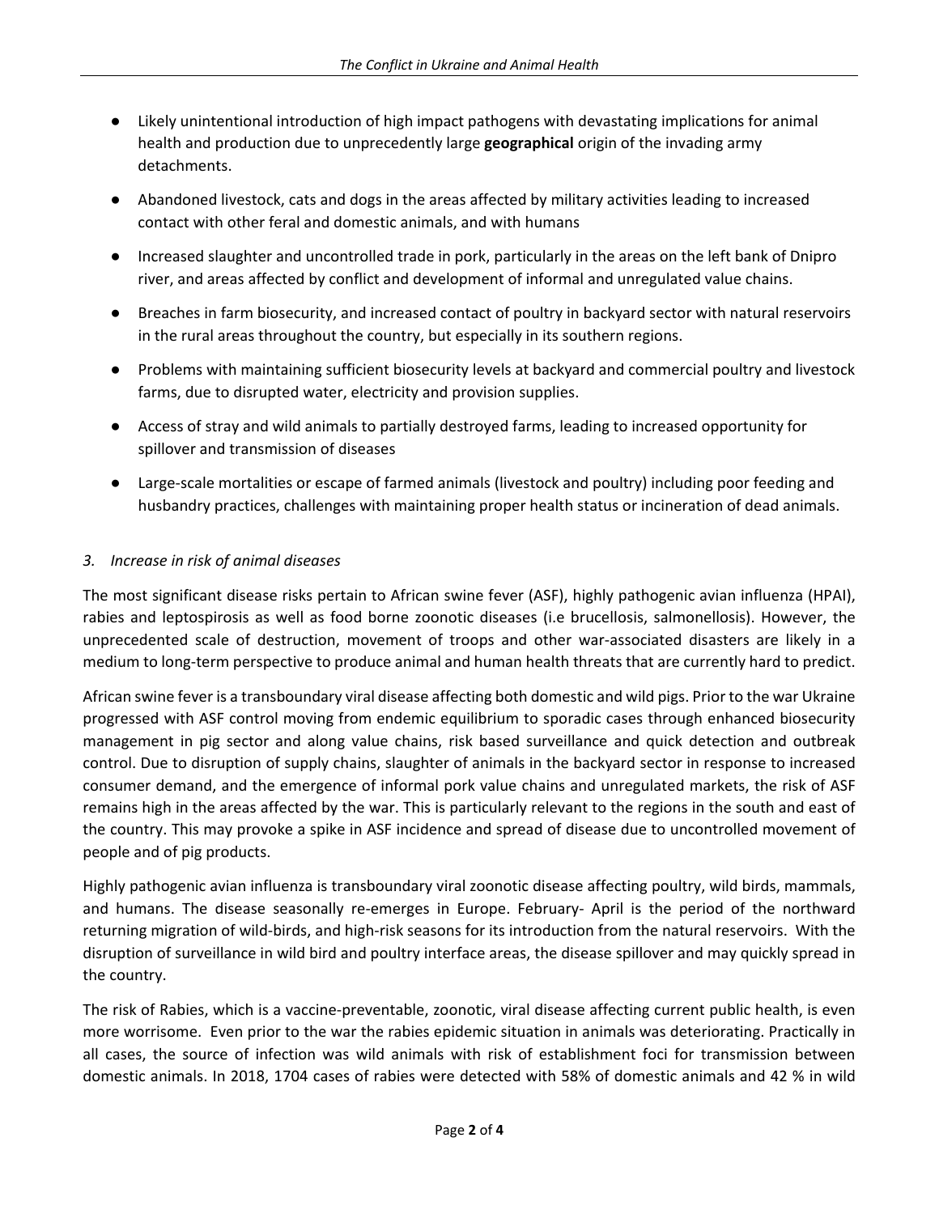- Likely unintentional introduction of high impact pathogens with devastating implications for animal health and production due to unprecedently large **geographical** origin of the invading army detachments.
- Abandoned livestock, cats and dogs in the areas affected by military activities leading to increased contact with other feral and domestic animals, and with humans
- Increased slaughter and uncontrolled trade in pork, particularly in the areas on the left bank of Dnipro river, and areas affected by conflict and development of informal and unregulated value chains.
- Breaches in farm biosecurity, and increased contact of poultry in backyard sector with natural reservoirs in the rural areas throughout the country, but especially in its southern regions.
- Problems with maintaining sufficient biosecurity levels at backyard and commercial poultry and livestock farms, due to disrupted water, electricity and provision supplies.
- Access of stray and wild animals to partially destroyed farms, leading to increased opportunity for spillover and transmission of diseases
- Large-scale mortalities or escape of farmed animals (livestock and poultry) including poor feeding and husbandry practices, challenges with maintaining proper health status or incineration of dead animals.

### *3. Increase in risk of animal diseases*

The most significant disease risks pertain to African swine fever (ASF), highly pathogenic avian influenza (HPAI), rabies and leptospirosis as well as food borne zoonotic diseases (i.e brucellosis, salmonellosis). However, the unprecedented scale of destruction, movement of troops and other war-associated disasters are likely in a medium to long-term perspective to produce animal and human health threats that are currently hard to predict.

African swine fever is a transboundary viral disease affecting both domestic and wild pigs. Prior to the war Ukraine progressed with ASF control moving from endemic equilibrium to sporadic cases through enhanced biosecurity management in pig sector and along value chains, risk based surveillance and quick detection and outbreak control. Due to disruption of supply chains, slaughter of animals in the backyard sector in response to increased consumer demand, and the emergence of informal pork value chains and unregulated markets, the risk of ASF remains high in the areas affected by the war. This is particularly relevant to the regions in the south and east of the country. This may provoke a spike in ASF incidence and spread of disease due to uncontrolled movement of people and of pig products.

Highly pathogenic avian influenza is transboundary viral zoonotic disease affecting poultry, wild birds, mammals, and humans. The disease seasonally re-emerges in Europe. February- April is the period of the northward returning migration of wild-birds, and high-risk seasons for its introduction from the natural reservoirs. With the disruption of surveillance in wild bird and poultry interface areas, the disease spillover and may quickly spread in the country.

The risk of Rabies, which is a vaccine-preventable, zoonotic, viral disease affecting current public health, is even more worrisome. Even prior to the war the rabies epidemic situation in animals was deteriorating. Practically in all cases, the source of infection was wild animals with risk of establishment foci for transmission between domestic animals. In 2018, 1704 cases of rabies were detected with 58% of domestic animals and 42 % in wild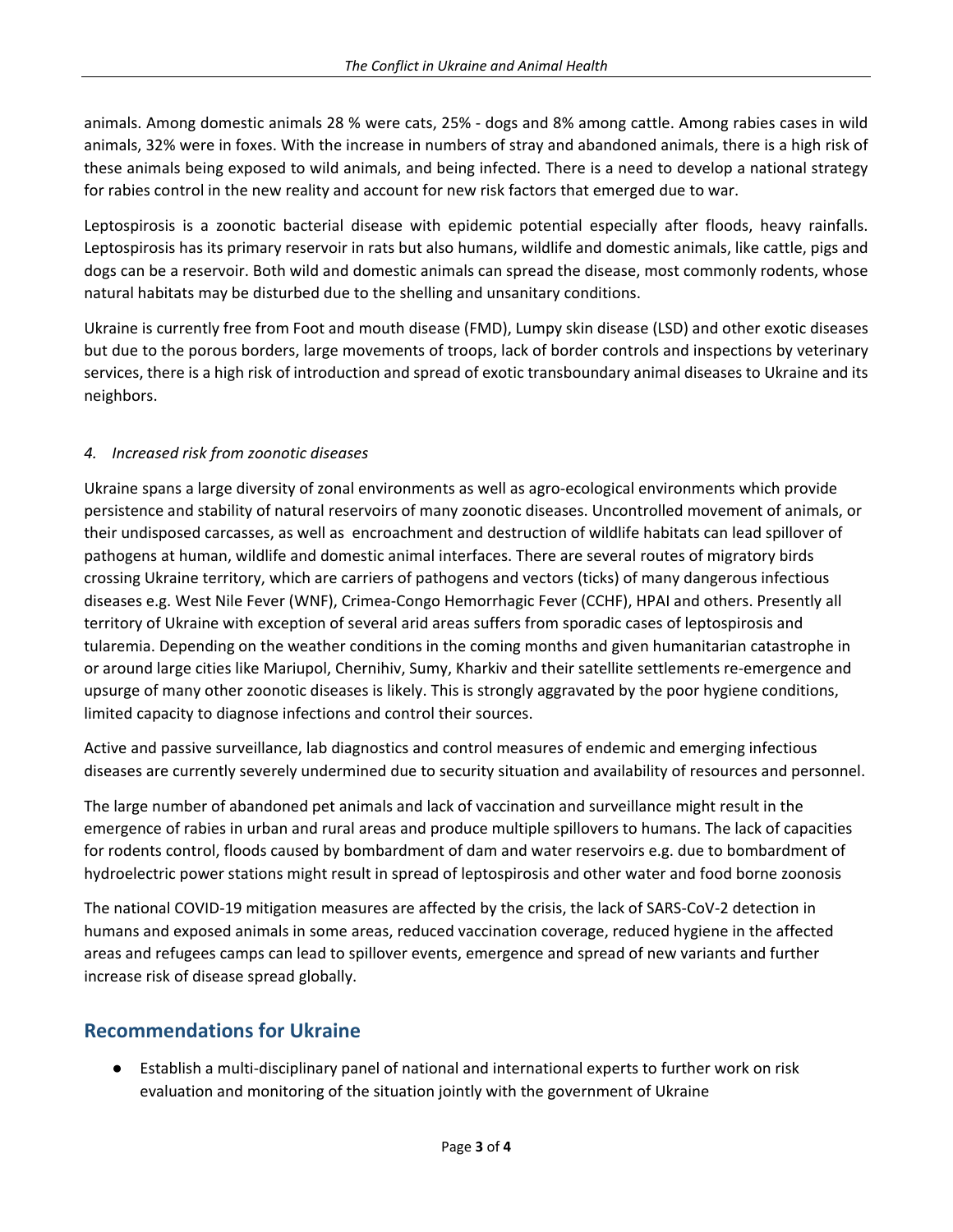animals. Among domestic animals 28 % were cats, 25% - dogs and 8% among cattle. Among rabies cases in wild animals, 32% were in foxes. With the increase in numbers of stray and abandoned animals, there is a high risk of these animals being exposed to wild animals, and being infected. There is a need to develop a national strategy for rabies control in the new reality and account for new risk factors that emerged due to war.

Leptospirosis is a zoonotic bacterial disease with epidemic potential especially after floods, heavy rainfalls. Leptospirosis has its primary reservoir in rats but also humans, wildlife and domestic animals, like cattle, pigs and dogs can be a reservoir. Both wild and domestic animals can spread the disease, most commonly rodents, whose natural habitats may be disturbed due to the shelling and unsanitary conditions.

Ukraine is currently free from Foot and mouth disease (FMD), Lumpy skin disease (LSD) and other exotic diseases but due to the porous borders, large movements of troops, lack of border controls and inspections by veterinary services, there is a high risk of introduction and spread of exotic transboundary animal diseases to Ukraine and its neighbors.

### *4. Increased risk from zoonotic diseases*

Ukraine spans a large diversity of zonal environments as well as agro-ecological environments which provide persistence and stability of natural reservoirs of many zoonotic diseases. Uncontrolled movement of animals, or their undisposed carcasses, as well as encroachment and destruction of wildlife habitats can lead spillover of pathogens at human, wildlife and domestic animal interfaces. There are several routes of migratory birds crossing Ukraine territory, which are carriers of pathogens and vectors (ticks) of many dangerous infectious diseases e.g. West Nile Fever (WNF), Crimea-Congo Hemorrhagic Fever (CCHF), HPAI and others. Presently all territory of Ukraine with exception of several arid areas suffers from sporadic cases of leptospirosis and tularemia. Depending on the weather conditions in the coming months and given humanitarian catastrophe in or around large cities like Mariupol, Chernihiv, Sumy, Kharkiv and their satellite settlements re-emergence and upsurge of many other zoonotic diseases is likely. This is strongly aggravated by the poor hygiene conditions, limited capacity to diagnose infections and control their sources.

Active and passive surveillance, lab diagnostics and control measures of endemic and emerging infectious diseases are currently severely undermined due to security situation and availability of resources and personnel.

The large number of abandoned pet animals and lack of vaccination and surveillance might result in the emergence of rabies in urban and rural areas and produce multiple spillovers to humans. The lack of capacities for rodents control, floods caused by bombardment of dam and water reservoirs e.g. due to bombardment of hydroelectric power stations might result in spread of leptospirosis and other water and food borne zoonosis

The national COVID-19 mitigation measures are affected by the crisis, the lack of SARS-CoV-2 detection in humans and exposed animals in some areas, reduced vaccination coverage, reduced hygiene in the affected areas and refugees camps can lead to spillover events, emergence and spread of new variants and further increase risk of disease spread globally.

## Recommendations for Ukraine

- Establish a multi-disciplinary panel of national and international experts to further work on risk evaluation and monitoring of the situation jointly with the government of Ukraine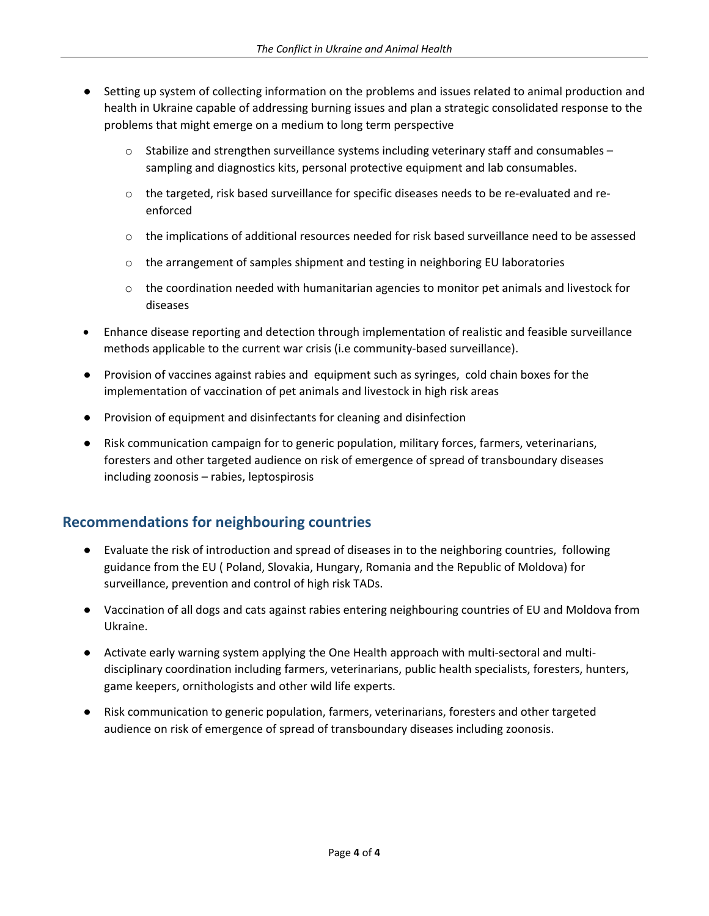- Setting up system of collecting information on the problems and issues related to animal production and health in Ukraine capable of addressing burning issues and plan a strategic consolidated response to the problems that might emerge on a medium to long term perspective
  - Stabilize and strengthen surveillance systems including veterinary staff and consumables – sampling and diagnostics kits, personal protective equipment and lab consumables.
  - the targeted, risk based surveillance for specific diseases needs to be re-evaluated and re-enforced
  - the implications of additional resources needed for risk based surveillance need to be assessed
  - the arrangement of samples shipment and testing in neighboring EU laboratories
  - the coordination needed with humanitarian agencies to monitor pet animals and livestock for diseases
- Enhance disease reporting and detection through implementation of realistic and feasible surveillance methods applicable to the current war crisis (i.e community-based surveillance).
- Provision of vaccines against rabies and equipment such as syringes, cold chain boxes for the implementation of vaccination of pet animals and livestock in high risk areas
- Provision of equipment and disinfectants for cleaning and disinfection
- Risk communication campaign for to generic population, military forces, farmers, veterinarians, foresters and other targeted audience on risk of emergence of spread of transboundary diseases including zoonosis – rabies, leptospirosis

## Recommendations for neighbouring countries

- Evaluate the risk of introduction and spread of diseases in to the neighboring countries, following guidance from the EU ( Poland, Slovakia, Hungary, Romania and the Republic of Moldova) for surveillance, prevention and control of high risk TADs.
- Vaccination of all dogs and cats against rabies entering neighbouring countries of EU and Moldova from Ukraine.
- Activate early warning system applying the One Health approach with multi-sectoral and multi-disciplinary coordination including farmers, veterinarians, public health specialists, foresters, hunters, game keepers, ornithologists and other wild life experts.
- Risk communication to generic population, farmers, veterinarians, foresters and other targeted audience on risk of emergence of spread of transboundary diseases including zoonosis.